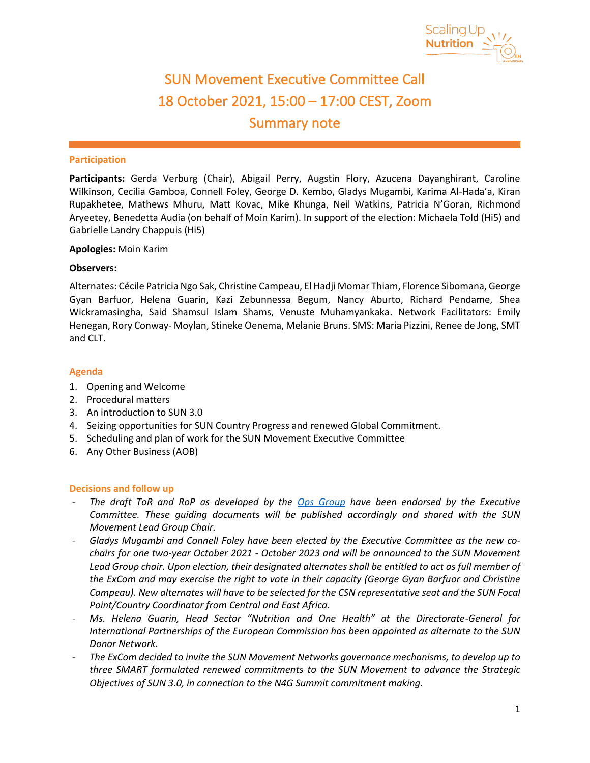# SUN Movement Executive Committee Call
## 18 October 2021, 15:00 – 17:00 CEST, Zoom
## Summary note

### Participation

**Participants:** Gerda Verburg (Chair), Abigail Perry, Augstin Flory, Azucena Dayanghirant, Caroline Wilkinson, Cecilia Gamboa, Connell Foley, George D. Kembo, Gladys Mugambi, Karima Al-Hada'a, Kiran Rupakhetee, Mathews Mhuru, Matt Kovac, Mike Khunga, Neil Watkins, Patricia N'Goran, Richmond Aryeetey, Benedetta Audia (on behalf of Moin Karim). In support of the election: Michaela Told (Hi5) and Gabrielle Landry Chappuis (Hi5)

**Apologies:** Moin Karim

**Observers:**

Alternates: Cécile Patricia Ngo Sak, Christine Campeau, El Hadji Momar Thiam, Florence Sibomana, George Gyan Barfuor, Helena Guarin, Kazi Zebunnessa Begum, Nancy Aburto, Richard Pendame, Shea Wickramasingha, Said Shamsul Islam Shams, Venuste Muhamyankaka. Network Facilitators: Emily Henegan, Rory Conway- Moylan, Stineke Oenema, Melanie Bruns. SMS: Maria Pizzini, Renee de Jong, SMT and CLT.

### Agenda

1. Opening and Welcome
2. Procedural matters
3. An introduction to SUN 3.0
4. Seizing opportunities for SUN Country Progress and renewed Global Commitment.
5. Scheduling and plan of work for the SUN Movement Executive Committee
6. Any Other Business (AOB)

### Decisions and follow up

- *The draft ToR and RoP as developed by the Ops Group have been endorsed by the Executive Committee. These guiding documents will be published accordingly and shared with the SUN Movement Lead Group Chair.*
- *Gladys Mugambi and Connell Foley have been elected by the Executive Committee as the new co-chairs for one two-year October 2021 - October 2023 and will be announced to the SUN Movement Lead Group chair. Upon election, their designated alternates shall be entitled to act as full member of the ExCom and may exercise the right to vote in their capacity (George Gyan Barfuor and Christine Campeau). New alternates will have to be selected for the CSN representative seat and the SUN Focal Point/Country Coordinator from Central and East Africa.*
- *Ms. Helena Guarin, Head Sector "Nutrition and One Health" at the Directorate-General for International Partnerships of the European Commission has been appointed as alternate to the SUN Donor Network.*
- *The ExCom decided to invite the SUN Movement Networks governance mechanisms, to develop up to three SMART formulated renewed commitments to the SUN Movement to advance the Strategic Objectives of SUN 3.0, in connection to the N4G Summit commitment making.*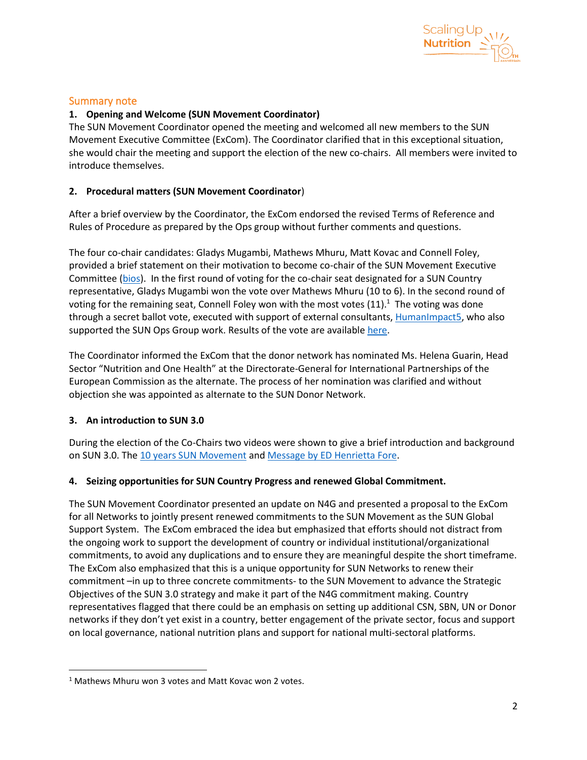## Summary note

### 1. Opening and Welcome (SUN Movement Coordinator)

The SUN Movement Coordinator opened the meeting and welcomed all new members to the SUN Movement Executive Committee (ExCom). The Coordinator clarified that in this exceptional situation, she would chair the meeting and support the election of the new co-chairs. All members were invited to introduce themselves.

### 2. Procedural matters (SUN Movement Coordinator)

After a brief overview by the Coordinator, the ExCom endorsed the revised Terms of Reference and Rules of Procedure as prepared by the Ops group without further comments and questions.

The four co-chair candidates: Gladys Mugambi, Mathews Mhuru, Matt Kovac and Connell Foley, provided a brief statement on their motivation to become co-chair of the SUN Movement Executive Committee (bios). In the first round of voting for the co-chair seat designated for a SUN Country representative, Gladys Mugambi won the vote over Mathews Mhuru (10 to 6). In the second round of voting for the remaining seat, Connell Foley won with the most votes (11).[1] The voting was done through a secret ballot vote, executed with support of external consultants, HumanImpact5, who also supported the SUN Ops Group work. Results of the vote are available here.

The Coordinator informed the ExCom that the donor network has nominated Ms. Helena Guarin, Head Sector "Nutrition and One Health" at the Directorate-General for International Partnerships of the European Commission as the alternate. The process of her nomination was clarified and without objection she was appointed as alternate to the SUN Donor Network.

### 3. An introduction to SUN 3.0

During the election of the Co-Chairs two videos were shown to give a brief introduction and background on SUN 3.0. The 10 years SUN Movement and Message by ED Henrietta Fore.

### 4. Seizing opportunities for SUN Country Progress and renewed Global Commitment.

The SUN Movement Coordinator presented an update on N4G and presented a proposal to the ExCom for all Networks to jointly present renewed commitments to the SUN Movement as the SUN Global Support System. The ExCom embraced the idea but emphasized that efforts should not distract from the ongoing work to support the development of country or individual institutional/organizational commitments, to avoid any duplications and to ensure they are meaningful despite the short timeframe. The ExCom also emphasized that this is a unique opportunity for SUN Networks to renew their commitment –in up to three concrete commitments- to the SUN Movement to advance the Strategic Objectives of the SUN 3.0 strategy and make it part of the N4G commitment making. Country representatives flagged that there could be an emphasis on setting up additional CSN, SBN, UN or Donor networks if they don't yet exist in a country, better engagement of the private sector, focus and support on local governance, national nutrition plans and support for national multi-sectoral platforms.

---

[1] Mathews Mhuru won 3 votes and Matt Kovac won 2 votes.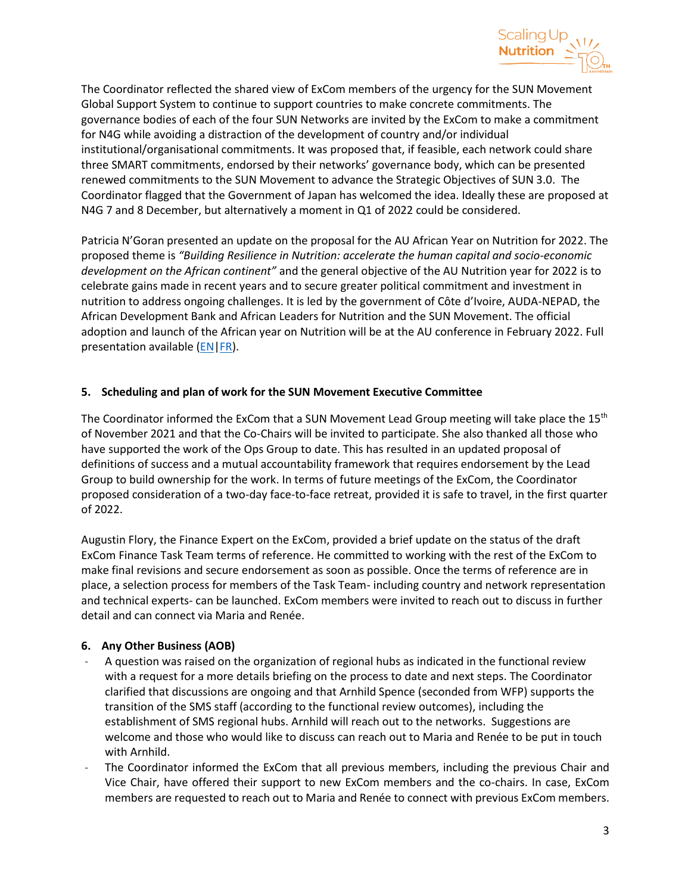The Coordinator reflected the shared view of ExCom members of the urgency for the SUN Movement Global Support System to continue to support countries to make concrete commitments. The governance bodies of each of the four SUN Networks are invited by the ExCom to make a commitment for N4G while avoiding a distraction of the development of country and/or individual institutional/organisational commitments. It was proposed that, if feasible, each network could share three SMART commitments, endorsed by their networks' governance body, which can be presented renewed commitments to the SUN Movement to advance the Strategic Objectives of SUN 3.0. The Coordinator flagged that the Government of Japan has welcomed the idea. Ideally these are proposed at N4G 7 and 8 December, but alternatively a moment in Q1 of 2022 could be considered.

Patricia N'Goran presented an update on the proposal for the AU African Year on Nutrition for 2022. The proposed theme is *"Building Resilience in Nutrition: accelerate the human capital and socio-economic development on the African continent"* and the general objective of the AU Nutrition year for 2022 is to celebrate gains made in recent years and to secure greater political commitment and investment in nutrition to address ongoing challenges. It is led by the government of Côte d'Ivoire, AUDA-NEPAD, the African Development Bank and African Leaders for Nutrition and the SUN Movement. The official adoption and launch of the African year on Nutrition will be at the AU conference in February 2022. Full presentation available (EN|FR).

## 5. Scheduling and plan of work for the SUN Movement Executive Committee

The Coordinator informed the ExCom that a SUN Movement Lead Group meeting will take place the 15th of November 2021 and that the Co-Chairs will be invited to participate. She also thanked all those who have supported the work of the Ops Group to date. This has resulted in an updated proposal of definitions of success and a mutual accountability framework that requires endorsement by the Lead Group to build ownership for the work. In terms of future meetings of the ExCom, the Coordinator proposed consideration of a two-day face-to-face retreat, provided it is safe to travel, in the first quarter of 2022.

Augustin Flory, the Finance Expert on the ExCom, provided a brief update on the status of the draft ExCom Finance Task Team terms of reference. He committed to working with the rest of the ExCom to make final revisions and secure endorsement as soon as possible. Once the terms of reference are in place, a selection process for members of the Task Team- including country and network representation and technical experts- can be launched. ExCom members were invited to reach out to discuss in further detail and can connect via Maria and Renée.

## 6. Any Other Business (AOB)

- A question was raised on the organization of regional hubs as indicated in the functional review with a request for a more details briefing on the process to date and next steps. The Coordinator clarified that discussions are ongoing and that Arnhild Spence (seconded from WFP) supports the transition of the SMS staff (according to the functional review outcomes), including the establishment of SMS regional hubs. Arnhild will reach out to the networks. Suggestions are welcome and those who would like to discuss can reach out to Maria and Renée to be put in touch with Arnhild.
- The Coordinator informed the ExCom that all previous members, including the previous Chair and Vice Chair, have offered their support to new ExCom members and the co-chairs. In case, ExCom members are requested to reach out to Maria and Renée to connect with previous ExCom members.